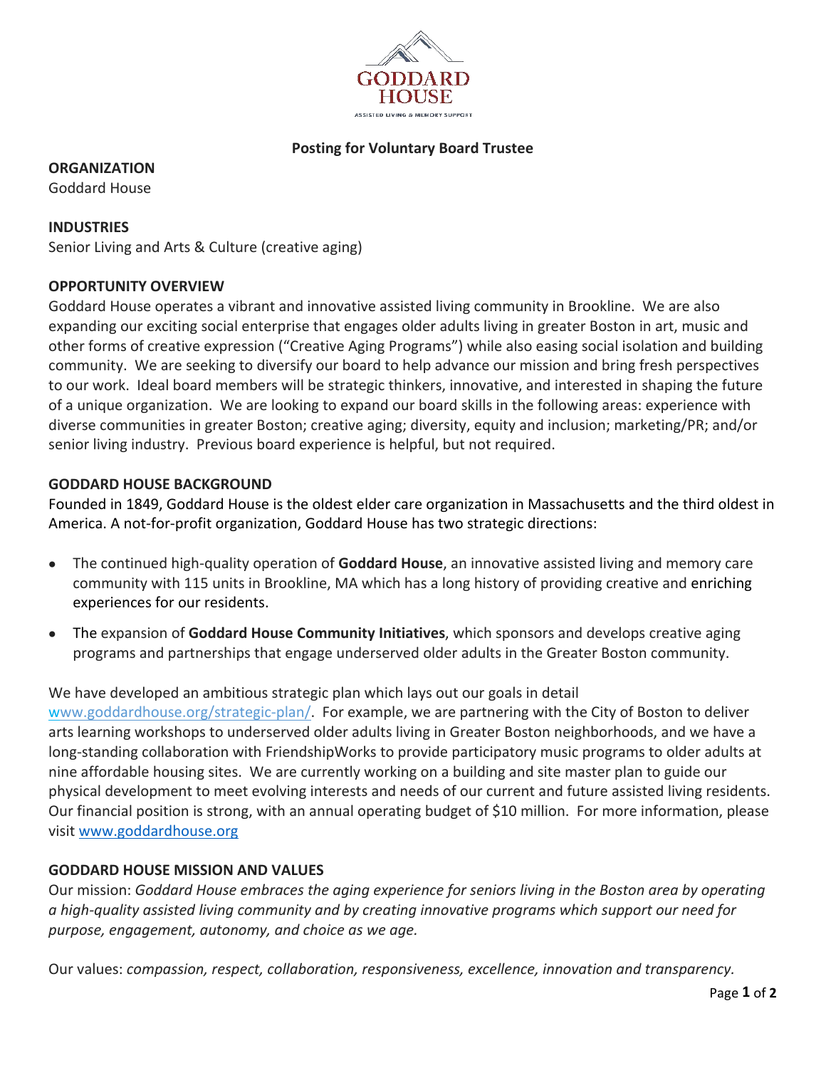GODDARD HOUSE

ASSISTED LIVING & MEMORY SUPPORT

# Posting for Voluntary Board Trustee

**ORGANIZATION**
Goddard House

**INDUSTRIES**
Senior Living and Arts & Culture (creative aging)

**OPPORTUNITY OVERVIEW**
Goddard House operates a vibrant and innovative assisted living community in Brookline. We are also expanding our exciting social enterprise that engages older adults living in greater Boston in art, music and other forms of creative expression ("Creative Aging Programs") while also easing social isolation and building community. We are seeking to diversify our board to help advance our mission and bring fresh perspectives to our work. Ideal board members will be strategic thinkers, innovative, and interested in shaping the future of a unique organization. We are looking to expand our board skills in the following areas: experience with diverse communities in greater Boston; creative aging; diversity, equity and inclusion; marketing/PR; and/or senior living industry. Previous board experience is helpful, but not required.

**GODDARD HOUSE BACKGROUND**
Founded in 1849, Goddard House is the oldest elder care organization in Massachusetts and the third oldest in America. A not-for-profit organization, Goddard House has two strategic directions:

- The continued high-quality operation of **Goddard House**, an innovative assisted living and memory care community with 115 units in Brookline, MA which has a long history of providing creative and enriching experiences for our residents.
- The expansion of **Goddard House Community Initiatives**, which sponsors and develops creative aging programs and partnerships that engage underserved older adults in the Greater Boston community.

We have developed an ambitious strategic plan which lays out our goals in detail www.goddardhouse.org/strategic-plan/. For example, we are partnering with the City of Boston to deliver arts learning workshops to underserved older adults living in Greater Boston neighborhoods, and we have a long-standing collaboration with FriendshipWorks to provide participatory music programs to older adults at nine affordable housing sites. We are currently working on a building and site master plan to guide our physical development to meet evolving interests and needs of our current and future assisted living residents. Our financial position is strong, with an annual operating budget of $10 million. For more information, please visit www.goddardhouse.org

**GODDARD HOUSE MISSION AND VALUES**
Our mission: *Goddard House embraces the aging experience for seniors living in the Boston area by operating a high-quality assisted living community and by creating innovative programs which support our need for purpose, engagement, autonomy, and choice as we age.*

Our values: *compassion, respect, collaboration, responsiveness, excellence, innovation and transparency.*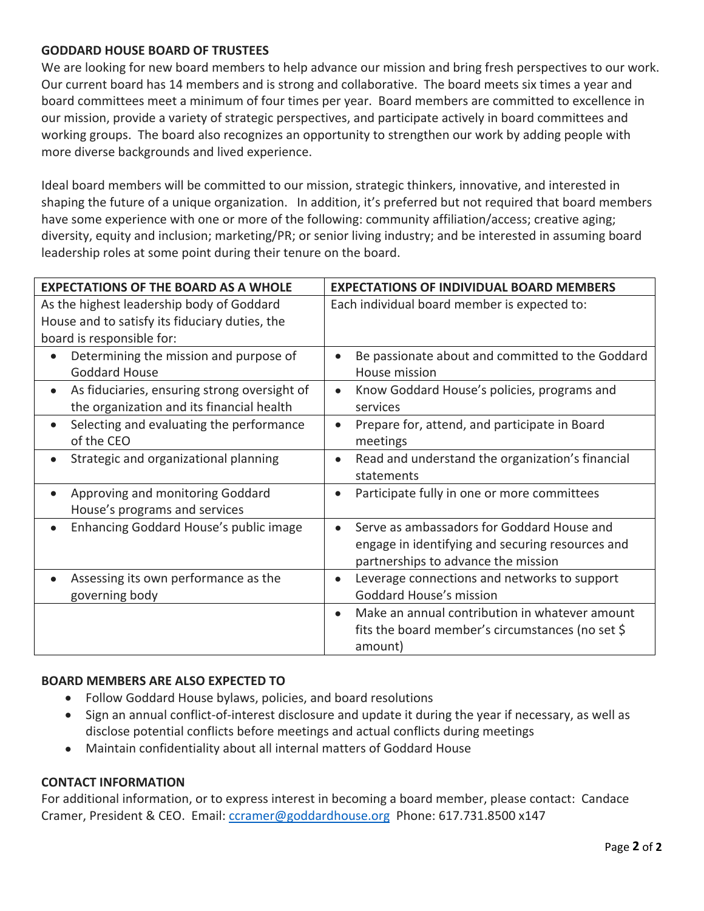## GODDARD HOUSE BOARD OF TRUSTEES

We are looking for new board members to help advance our mission and bring fresh perspectives to our work. Our current board has 14 members and is strong and collaborative. The board meets six times a year and board committees meet a minimum of four times per year. Board members are committed to excellence in our mission, provide a variety of strategic perspectives, and participate actively in board committees and working groups. The board also recognizes an opportunity to strengthen our work by adding people with more diverse backgrounds and lived experience.

Ideal board members will be committed to our mission, strategic thinkers, innovative, and interested in shaping the future of a unique organization. In addition, it's preferred but not required that board members have some experience with one or more of the following: community affiliation/access; creative aging; diversity, equity and inclusion; marketing/PR; or senior living industry; and be interested in assuming board leadership roles at some point during their tenure on the board.

| EXPECTATIONS OF THE BOARD AS A WHOLE | EXPECTATIONS OF INDIVIDUAL BOARD MEMBERS |
|---|---|
| As the highest leadership body of Goddard House and to satisfy its fiduciary duties, the board is responsible for: | Each individual board member is expected to: |
| • Determining the mission and purpose of Goddard House | • Be passionate about and committed to the Goddard House mission |
| • As fiduciaries, ensuring strong oversight of the organization and its financial health | • Know Goddard House's policies, programs and services |
| • Selecting and evaluating the performance of the CEO | • Prepare for, attend, and participate in Board meetings |
| • Strategic and organizational planning | • Read and understand the organization's financial statements |
| • Approving and monitoring Goddard House's programs and services | • Participate fully in one or more committees |
| • Enhancing Goddard House's public image | • Serve as ambassadors for Goddard House and engage in identifying and securing resources and partnerships to advance the mission |
| • Assessing its own performance as the governing body | • Leverage connections and networks to support Goddard House's mission |
| | • Make an annual contribution in whatever amount fits the board member's circumstances (no set $ amount) |

### BOARD MEMBERS ARE ALSO EXPECTED TO

- Follow Goddard House bylaws, policies, and board resolutions
- Sign an annual conflict-of-interest disclosure and update it during the year if necessary, as well as disclose potential conflicts before meetings and actual conflicts during meetings
- Maintain confidentiality about all internal matters of Goddard House

### CONTACT INFORMATION

For additional information, or to express interest in becoming a board member, please contact: Candace Cramer, President & CEO. Email: ccramer@goddardhouse.org Phone: 617.731.8500 x147